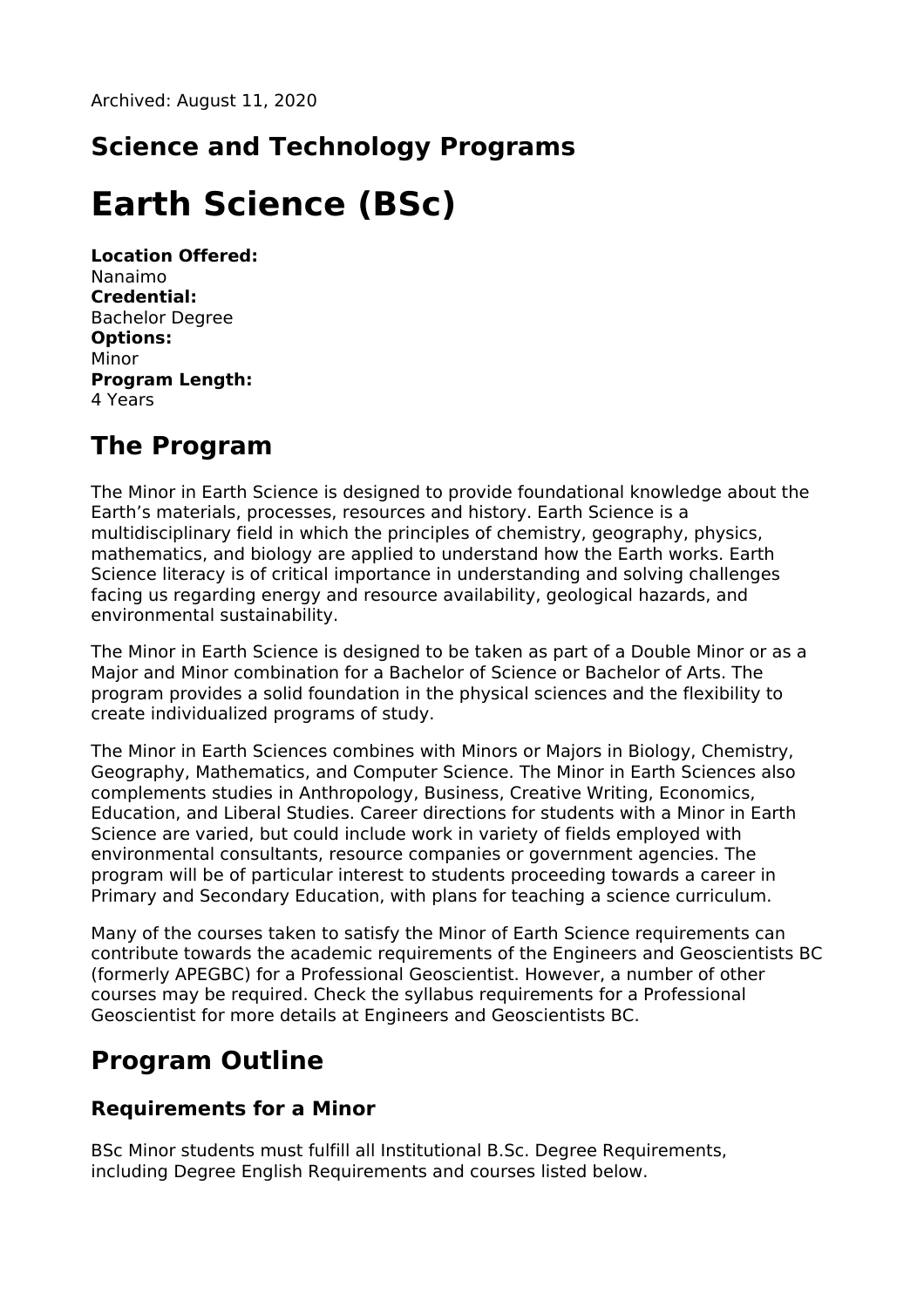Archived: August 11, 2020

## Science and Technology Programs

# Earth Science (BSc)

**Location Offered:**
Nanaimo
**Credential:**
Bachelor Degree
**Options:**
Minor
**Program Length:**
4 Years

## The Program

The Minor in Earth Science is designed to provide foundational knowledge about the Earth's materials, processes, resources and history. Earth Science is a multidisciplinary field in which the principles of chemistry, geography, physics, mathematics, and biology are applied to understand how the Earth works. Earth Science literacy is of critical importance in understanding and solving challenges facing us regarding energy and resource availability, geological hazards, and environmental sustainability.

The Minor in Earth Science is designed to be taken as part of a Double Minor or as a Major and Minor combination for a Bachelor of Science or Bachelor of Arts. The program provides a solid foundation in the physical sciences and the flexibility to create individualized programs of study.

The Minor in Earth Sciences combines with Minors or Majors in Biology, Chemistry, Geography, Mathematics, and Computer Science. The Minor in Earth Sciences also complements studies in Anthropology, Business, Creative Writing, Economics, Education, and Liberal Studies. Career directions for students with a Minor in Earth Science are varied, but could include work in variety of fields employed with environmental consultants, resource companies or government agencies. The program will be of particular interest to students proceeding towards a career in Primary and Secondary Education, with plans for teaching a science curriculum.

Many of the courses taken to satisfy the Minor of Earth Science requirements can contribute towards the academic requirements of the Engineers and Geoscientists BC (formerly APEGBC) for a Professional Geoscientist. However, a number of other courses may be required. Check the syllabus requirements for a Professional Geoscientist for more details at Engineers and Geoscientists BC.

## Program Outline

### Requirements for a Minor

BSc Minor students must fulfill all Institutional B.Sc. Degree Requirements, including Degree English Requirements and courses listed below.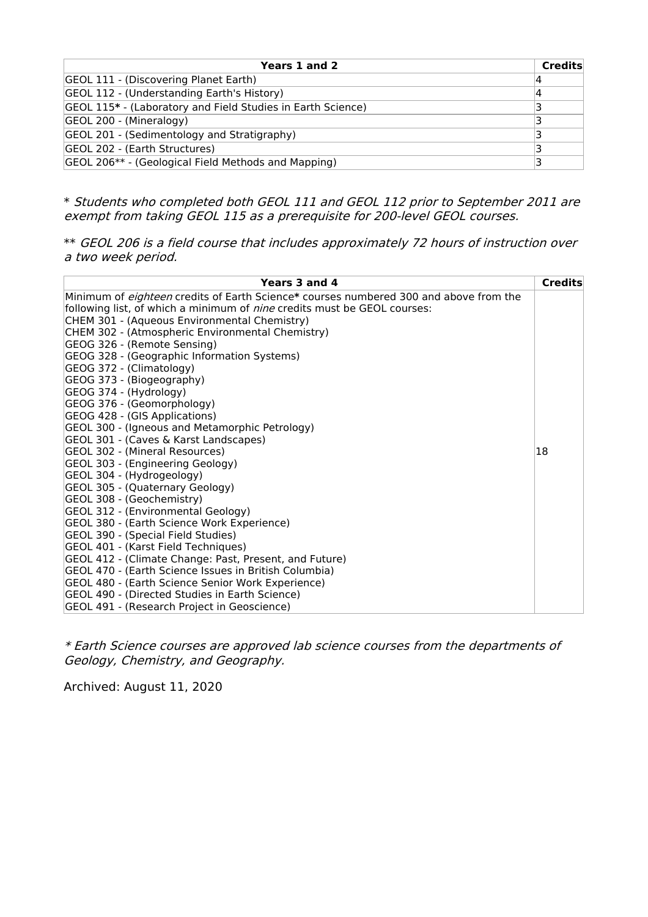| Years 1 and 2 | Credits |
|---|---|
| GEOL 111 - (Discovering Planet Earth) | 4 |
| GEOL 112 - (Understanding Earth's History) | 4 |
| GEOL 115**\*** - (Laboratory and Field Studies in Earth Science) | 3 |
| GEOL 200 - (Mineralogy) | 3 |
| GEOL 201 - (Sedimentology and Stratigraphy) | 3 |
| GEOL 202 - (Earth Structures) | 3 |
| GEOL 206** - (Geological Field Methods and Mapping) | 3 |

\* *Students who completed both GEOL 111 and GEOL 112 prior to September 2011 are exempt from taking GEOL 115 as a prerequisite for 200-level GEOL courses.*

** *GEOL 206 is a field course that includes approximately 72 hours of instruction over a two week period.*

| Years 3 and 4 | Credits |
|---|---|
| Minimum of *eighteen* credits of Earth Science* courses numbered 300 and above from the following list, of which a minimum of *nine* credits must be GEOL courses:<br>CHEM 301 - (Aqueous Environmental Chemistry)<br>CHEM 302 - (Atmospheric Environmental Chemistry)<br>GEOG 326 - (Remote Sensing)<br>GEOG 328 - (Geographic Information Systems)<br>GEOG 372 - (Climatology)<br>GEOG 373 - (Biogeography)<br>GEOG 374 - (Hydrology)<br>GEOG 376 - (Geomorphology)<br>GEOG 428 - (GIS Applications)<br>GEOL 300 - (Igneous and Metamorphic Petrology)<br>GEOL 301 - (Caves & Karst Landscapes)<br>GEOL 302 - (Mineral Resources)<br>GEOL 303 - (Engineering Geology)<br>GEOL 304 - (Hydrogeology)<br>GEOL 305 - (Quaternary Geology)<br>GEOL 308 - (Geochemistry)<br>GEOL 312 - (Environmental Geology)<br>GEOL 380 - (Earth Science Work Experience)<br>GEOL 390 - (Special Field Studies)<br>GEOL 401 - (Karst Field Techniques)<br>GEOL 412 - (Climate Change: Past, Present, and Future)<br>GEOL 470 - (Earth Science Issues in British Columbia)<br>GEOL 480 - (Earth Science Senior Work Experience)<br>GEOL 490 - (Directed Studies in Earth Science)<br>GEOL 491 - (Research Project in Geoscience) | 18 |

*\* Earth Science courses are approved lab science courses from the departments of Geology, Chemistry, and Geography.*

Archived: August 11, 2020